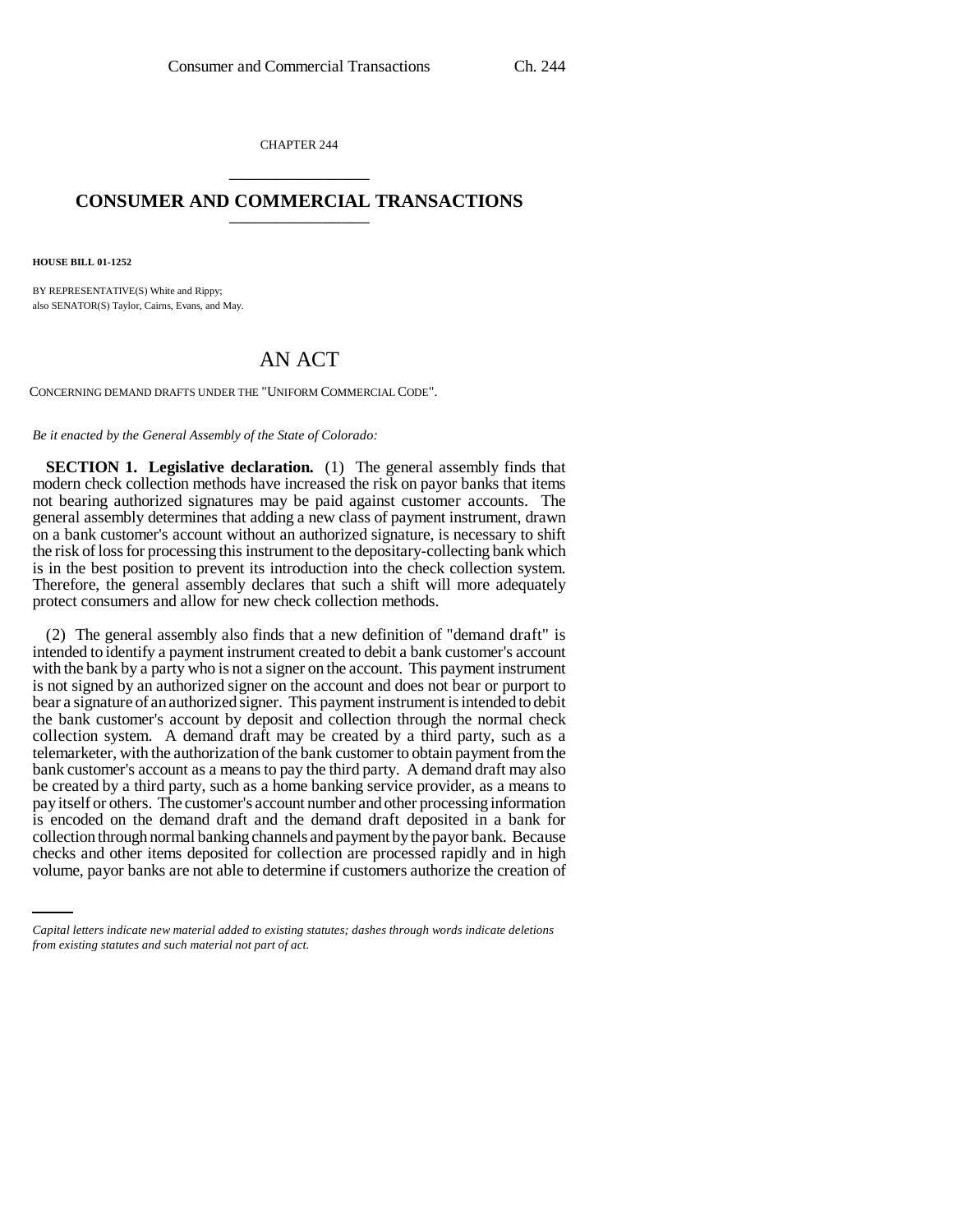CHAPTER 244

# CONSUMER AND COMMERCIAL TRANSACTIONS

**HOUSE BILL 01-1252**

BY REPRESENTATIVE(S) White and Rippy;
also SENATOR(S) Taylor, Cairns, Evans, and May.

# AN ACT

CONCERNING DEMAND DRAFTS UNDER THE "UNIFORM COMMERCIAL CODE".

*Be it enacted by the General Assembly of the State of Colorado:*

**SECTION 1. Legislative declaration.** (1) The general assembly finds that modern check collection methods have increased the risk on payor banks that items not bearing authorized signatures may be paid against customer accounts. The general assembly determines that adding a new class of payment instrument, drawn on a bank customer's account without an authorized signature, is necessary to shift the risk of loss for processing this instrument to the depositary-collecting bank which is in the best position to prevent its introduction into the check collection system. Therefore, the general assembly declares that such a shift will more adequately protect consumers and allow for new check collection methods.

(2) The general assembly also finds that a new definition of "demand draft" is intended to identify a payment instrument created to debit a bank customer's account with the bank by a party who is not a signer on the account. This payment instrument is not signed by an authorized signer on the account and does not bear or purport to bear a signature of an authorized signer. This payment instrument is intended to debit the bank customer's account by deposit and collection through the normal check collection system. A demand draft may be created by a third party, such as a telemarketer, with the authorization of the bank customer to obtain payment from the bank customer's account as a means to pay the third party. A demand draft may also be created by a third party, such as a home banking service provider, as a means to pay itself or others. The customer's account number and other processing information is encoded on the demand draft and the demand draft deposited in a bank for collection through normal banking channels and payment by the payor bank. Because checks and other items deposited for collection are processed rapidly and in high volume, payor banks are not able to determine if customers authorize the creation of

*Capital letters indicate new material added to existing statutes; dashes through words indicate deletions from existing statutes and such material not part of act.*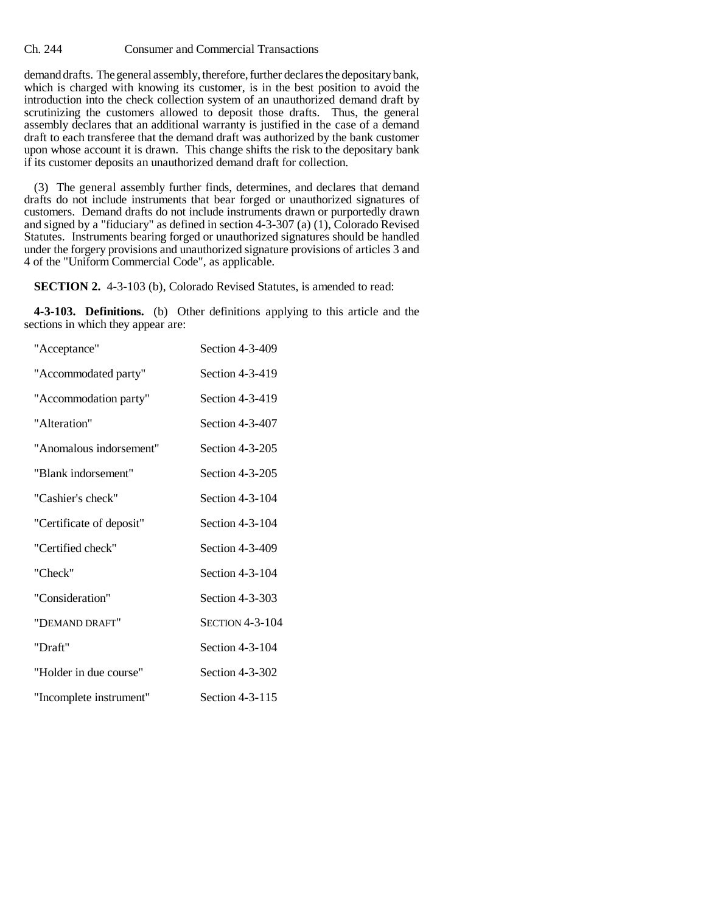demand drafts. The general assembly, therefore, further declares the depositary bank, which is charged with knowing its customer, is in the best position to avoid the introduction into the check collection system of an unauthorized demand draft by scrutinizing the customers allowed to deposit those drafts. Thus, the general assembly declares that an additional warranty is justified in the case of a demand draft to each transferee that the demand draft was authorized by the bank customer upon whose account it is drawn. This change shifts the risk to the depositary bank if its customer deposits an unauthorized demand draft for collection.

(3) The general assembly further finds, determines, and declares that demand drafts do not include instruments that bear forged or unauthorized signatures of customers. Demand drafts do not include instruments drawn or purportedly drawn and signed by a "fiduciary" as defined in section 4-3-307 (a) (1), Colorado Revised Statutes. Instruments bearing forged or unauthorized signatures should be handled under the forgery provisions and unauthorized signature provisions of articles 3 and 4 of the "Uniform Commercial Code", as applicable.

**SECTION 2.** 4-3-103 (b), Colorado Revised Statutes, is amended to read:

**4-3-103. Definitions.** (b) Other definitions applying to this article and the sections in which they appear are:

| | |
|---|---|
| "Acceptance" | Section 4-3-409 |
| "Accommodated party" | Section 4-3-419 |
| "Accommodation party" | Section 4-3-419 |
| "Alteration" | Section 4-3-407 |
| "Anomalous indorsement" | Section 4-3-205 |
| "Blank indorsement" | Section 4-3-205 |
| "Cashier's check" | Section 4-3-104 |
| "Certificate of deposit" | Section 4-3-104 |
| "Certified check" | Section 4-3-409 |
| "Check" | Section 4-3-104 |
| "Consideration" | Section 4-3-303 |
| "DEMAND DRAFT" | SECTION 4-3-104 |
| "Draft" | Section 4-3-104 |
| "Holder in due course" | Section 4-3-302 |
| "Incomplete instrument" | Section 4-3-115 |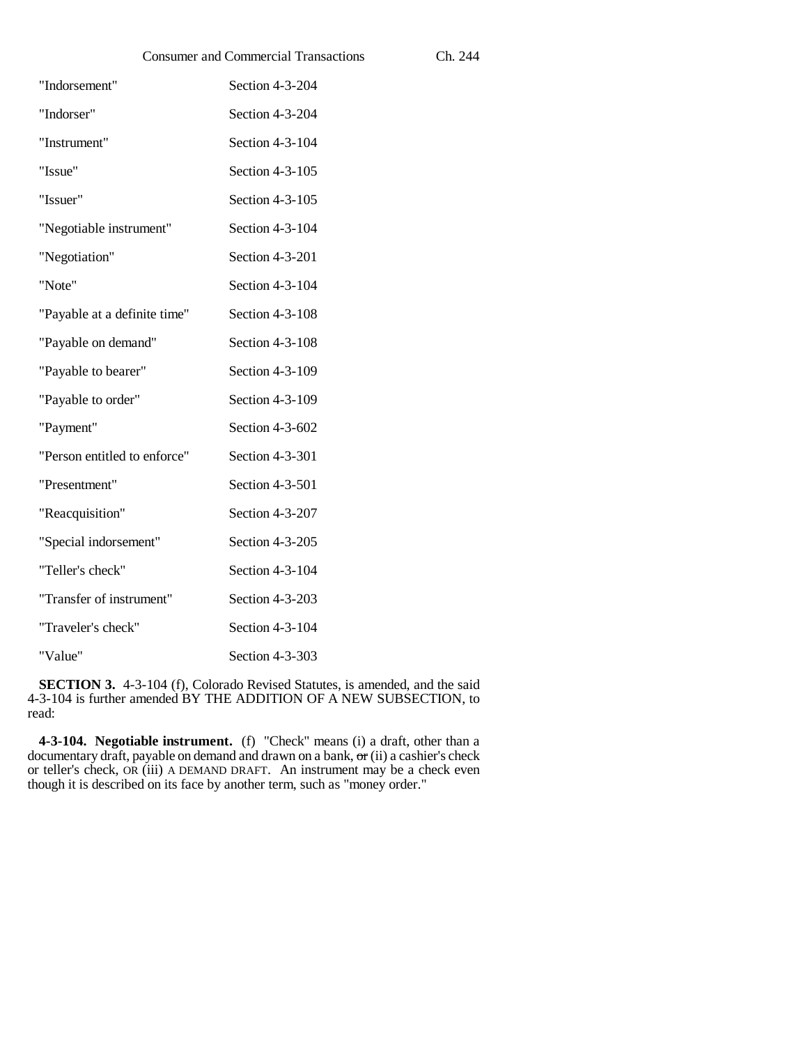| | |
|---|---|
| "Indorsement" | Section 4-3-204 |
| "Indorser" | Section 4-3-204 |
| "Instrument" | Section 4-3-104 |
| "Issue" | Section 4-3-105 |
| "Issuer" | Section 4-3-105 |
| "Negotiable instrument" | Section 4-3-104 |
| "Negotiation" | Section 4-3-201 |
| "Note" | Section 4-3-104 |
| "Payable at a definite time" | Section 4-3-108 |
| "Payable on demand" | Section 4-3-108 |
| "Payable to bearer" | Section 4-3-109 |
| "Payable to order" | Section 4-3-109 |
| "Payment" | Section 4-3-602 |
| "Person entitled to enforce" | Section 4-3-301 |
| "Presentment" | Section 4-3-501 |
| "Reacquisition" | Section 4-3-207 |
| "Special indorsement" | Section 4-3-205 |
| "Teller's check" | Section 4-3-104 |
| "Transfer of instrument" | Section 4-3-203 |
| "Traveler's check" | Section 4-3-104 |
| "Value" | Section 4-3-303 |

**SECTION 3.** 4-3-104 (f), Colorado Revised Statutes, is amended, and the said 4-3-104 is further amended BY THE ADDITION OF A NEW SUBSECTION, to read:

**4-3-104. Negotiable instrument.** (f) "Check" means (i) a draft, other than a documentary draft, payable on demand and drawn on a bank, ~~or~~ (ii) a cashier's check or teller's check, OR (iii) A DEMAND DRAFT. An instrument may be a check even though it is described on its face by another term, such as "money order."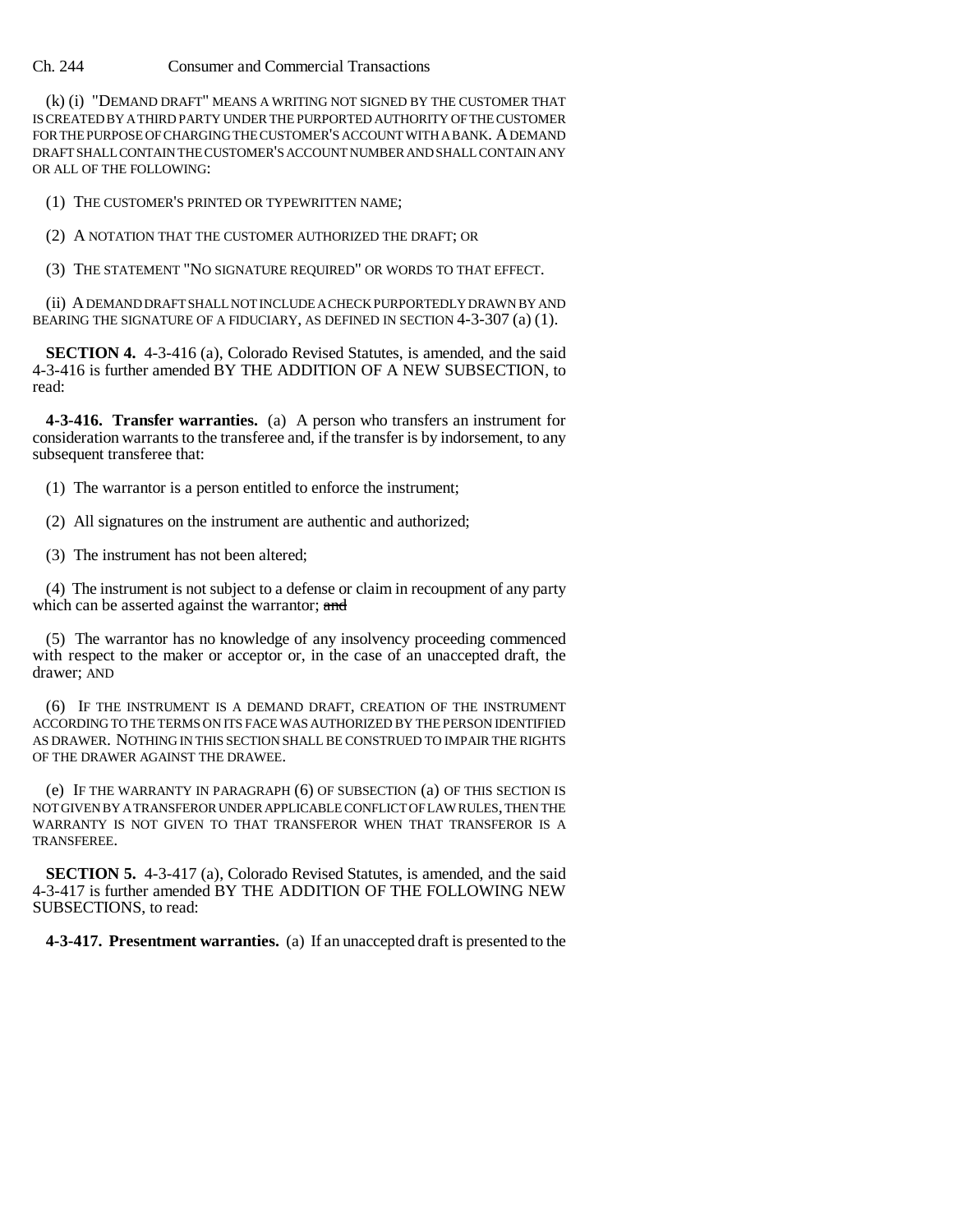(k) (i) "DEMAND DRAFT" MEANS A WRITING NOT SIGNED BY THE CUSTOMER THAT IS CREATED BY A THIRD PARTY UNDER THE PURPORTED AUTHORITY OF THE CUSTOMER FOR THE PURPOSE OF CHARGING THE CUSTOMER'S ACCOUNT WITH A BANK. A DEMAND DRAFT SHALL CONTAIN THE CUSTOMER'S ACCOUNT NUMBER AND SHALL CONTAIN ANY OR ALL OF THE FOLLOWING:

(1) THE CUSTOMER'S PRINTED OR TYPEWRITTEN NAME;

(2) A NOTATION THAT THE CUSTOMER AUTHORIZED THE DRAFT; OR

(3) THE STATEMENT "NO SIGNATURE REQUIRED" OR WORDS TO THAT EFFECT.

(ii) A DEMAND DRAFT SHALL NOT INCLUDE A CHECK PURPORTEDLY DRAWN BY AND BEARING THE SIGNATURE OF A FIDUCIARY, AS DEFINED IN SECTION 4-3-307 (a) (1).

**SECTION 4.** 4-3-416 (a), Colorado Revised Statutes, is amended, and the said 4-3-416 is further amended BY THE ADDITION OF A NEW SUBSECTION, to read:

**4-3-416. Transfer warranties.** (a) A person who transfers an instrument for consideration warrants to the transferee and, if the transfer is by indorsement, to any subsequent transferee that:

(1) The warrantor is a person entitled to enforce the instrument;

(2) All signatures on the instrument are authentic and authorized;

(3) The instrument has not been altered;

(4) The instrument is not subject to a defense or claim in recoupment of any party which can be asserted against the warrantor; ~~and~~

(5) The warrantor has no knowledge of any insolvency proceeding commenced with respect to the maker or acceptor or, in the case of an unaccepted draft, the drawer; AND

(6) IF THE INSTRUMENT IS A DEMAND DRAFT, CREATION OF THE INSTRUMENT ACCORDING TO THE TERMS ON ITS FACE WAS AUTHORIZED BY THE PERSON IDENTIFIED AS DRAWER. NOTHING IN THIS SECTION SHALL BE CONSTRUED TO IMPAIR THE RIGHTS OF THE DRAWER AGAINST THE DRAWEE.

(e) IF THE WARRANTY IN PARAGRAPH (6) OF SUBSECTION (a) OF THIS SECTION IS NOT GIVEN BY A TRANSFEROR UNDER APPLICABLE CONFLICT OF LAW RULES, THEN THE WARRANTY IS NOT GIVEN TO THAT TRANSFEROR WHEN THAT TRANSFEROR IS A TRANSFEREE.

**SECTION 5.** 4-3-417 (a), Colorado Revised Statutes, is amended, and the said 4-3-417 is further amended BY THE ADDITION OF THE FOLLOWING NEW SUBSECTIONS, to read:

**4-3-417. Presentment warranties.** (a) If an unaccepted draft is presented to the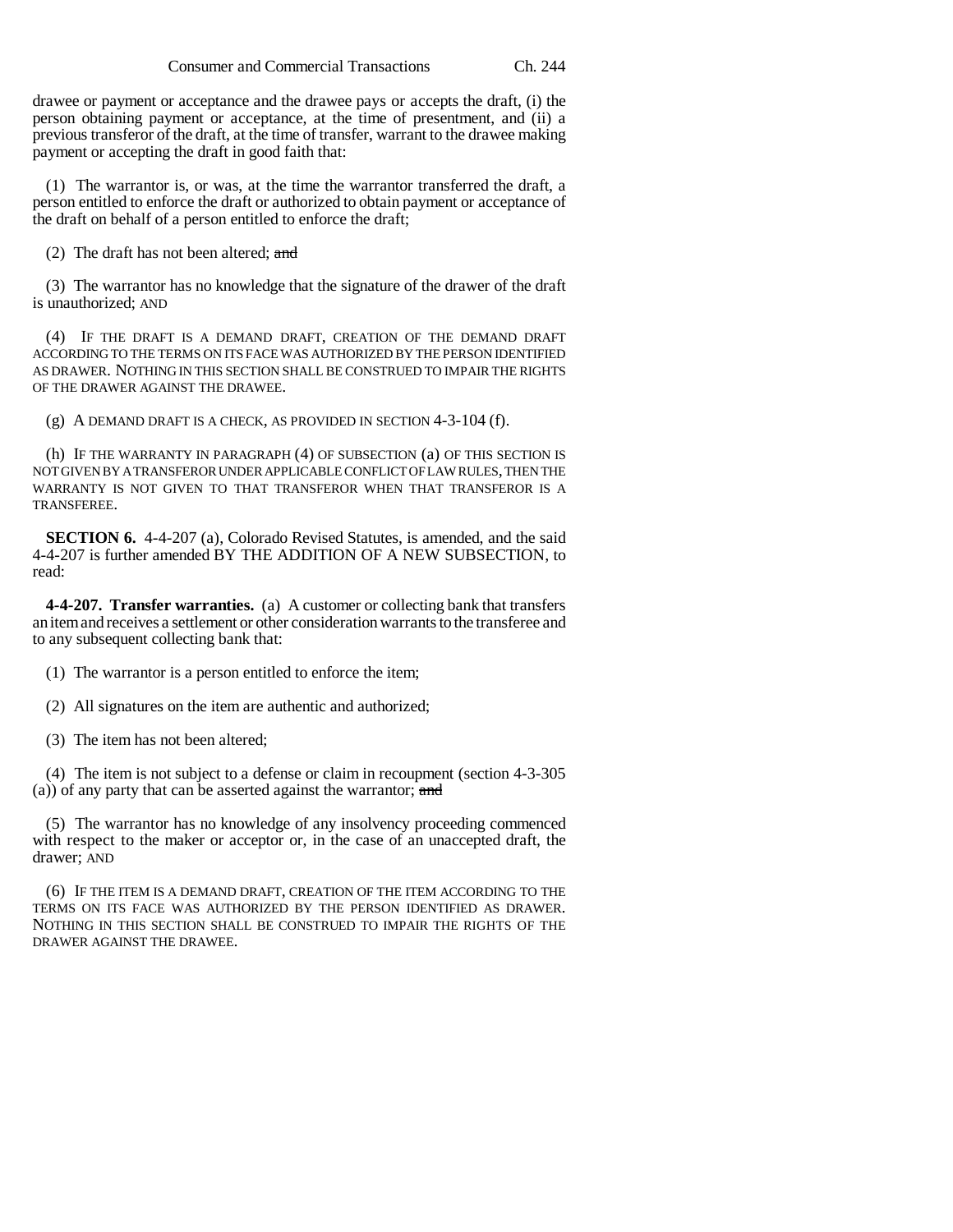drawee or payment or acceptance and the drawee pays or accepts the draft, (i) the person obtaining payment or acceptance, at the time of presentment, and (ii) a previous transferor of the draft, at the time of transfer, warrant to the drawee making payment or accepting the draft in good faith that:

(1) The warrantor is, or was, at the time the warrantor transferred the draft, a person entitled to enforce the draft or authorized to obtain payment or acceptance of the draft on behalf of a person entitled to enforce the draft;

(2) The draft has not been altered; ~~and~~

(3) The warrantor has no knowledge that the signature of the drawer of the draft is unauthorized; AND

(4) IF THE DRAFT IS A DEMAND DRAFT, CREATION OF THE DEMAND DRAFT ACCORDING TO THE TERMS ON ITS FACE WAS AUTHORIZED BY THE PERSON IDENTIFIED AS DRAWER. NOTHING IN THIS SECTION SHALL BE CONSTRUED TO IMPAIR THE RIGHTS OF THE DRAWER AGAINST THE DRAWEE.

(g) A DEMAND DRAFT IS A CHECK, AS PROVIDED IN SECTION 4-3-104 (f).

(h) IF THE WARRANTY IN PARAGRAPH (4) OF SUBSECTION (a) OF THIS SECTION IS NOT GIVEN BY A TRANSFEROR UNDER APPLICABLE CONFLICT OF LAW RULES, THEN THE WARRANTY IS NOT GIVEN TO THAT TRANSFEROR WHEN THAT TRANSFEROR IS A TRANSFEREE.

**SECTION 6.** 4-4-207 (a), Colorado Revised Statutes, is amended, and the said 4-4-207 is further amended BY THE ADDITION OF A NEW SUBSECTION, to read:

**4-4-207. Transfer warranties.** (a) A customer or collecting bank that transfers an item and receives a settlement or other consideration warrants to the transferee and to any subsequent collecting bank that:

(1) The warrantor is a person entitled to enforce the item;

(2) All signatures on the item are authentic and authorized;

(3) The item has not been altered;

(4) The item is not subject to a defense or claim in recoupment (section 4-3-305 (a)) of any party that can be asserted against the warrantor; ~~and~~

(5) The warrantor has no knowledge of any insolvency proceeding commenced with respect to the maker or acceptor or, in the case of an unaccepted draft, the drawer; AND

(6) IF THE ITEM IS A DEMAND DRAFT, CREATION OF THE ITEM ACCORDING TO THE TERMS ON ITS FACE WAS AUTHORIZED BY THE PERSON IDENTIFIED AS DRAWER. NOTHING IN THIS SECTION SHALL BE CONSTRUED TO IMPAIR THE RIGHTS OF THE DRAWER AGAINST THE DRAWEE.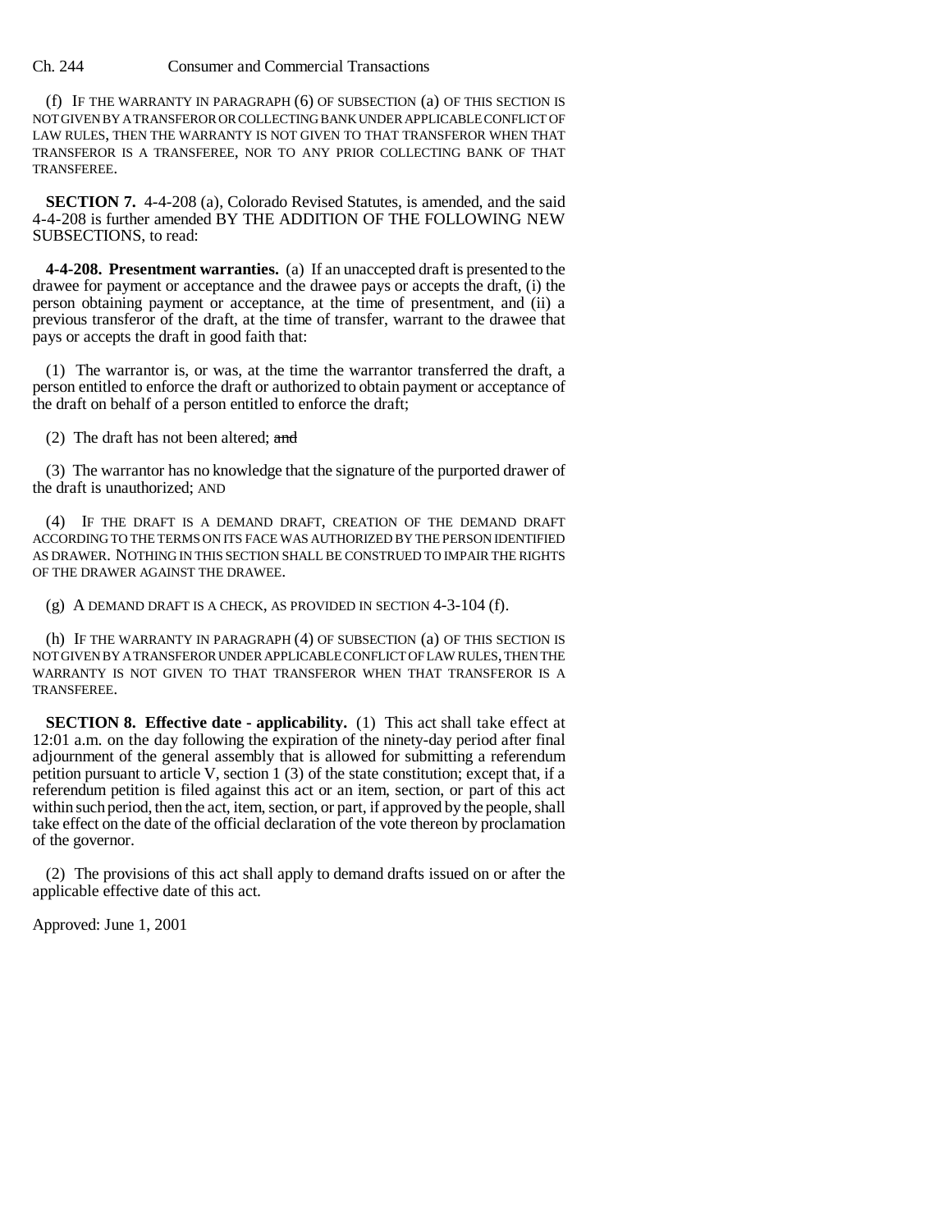(f) IF THE WARRANTY IN PARAGRAPH (6) OF SUBSECTION (a) OF THIS SECTION IS NOT GIVEN BY A TRANSFEROR OR COLLECTING BANK UNDER APPLICABLE CONFLICT OF LAW RULES, THEN THE WARRANTY IS NOT GIVEN TO THAT TRANSFEROR WHEN THAT TRANSFEROR IS A TRANSFEREE, NOR TO ANY PRIOR COLLECTING BANK OF THAT TRANSFEREE.

**SECTION 7.** 4-4-208 (a), Colorado Revised Statutes, is amended, and the said 4-4-208 is further amended BY THE ADDITION OF THE FOLLOWING NEW SUBSECTIONS, to read:

**4-4-208. Presentment warranties.** (a) If an unaccepted draft is presented to the drawee for payment or acceptance and the drawee pays or accepts the draft, (i) the person obtaining payment or acceptance, at the time of presentment, and (ii) a previous transferor of the draft, at the time of transfer, warrant to the drawee that pays or accepts the draft in good faith that:

(1) The warrantor is, or was, at the time the warrantor transferred the draft, a person entitled to enforce the draft or authorized to obtain payment or acceptance of the draft on behalf of a person entitled to enforce the draft;

(2) The draft has not been altered; ~~and~~

(3) The warrantor has no knowledge that the signature of the purported drawer of the draft is unauthorized; AND

(4) IF THE DRAFT IS A DEMAND DRAFT, CREATION OF THE DEMAND DRAFT ACCORDING TO THE TERMS ON ITS FACE WAS AUTHORIZED BY THE PERSON IDENTIFIED AS DRAWER. NOTHING IN THIS SECTION SHALL BE CONSTRUED TO IMPAIR THE RIGHTS OF THE DRAWER AGAINST THE DRAWEE.

(g) A DEMAND DRAFT IS A CHECK, AS PROVIDED IN SECTION 4-3-104 (f).

(h) IF THE WARRANTY IN PARAGRAPH (4) OF SUBSECTION (a) OF THIS SECTION IS NOT GIVEN BY A TRANSFEROR UNDER APPLICABLE CONFLICT OF LAW RULES, THEN THE WARRANTY IS NOT GIVEN TO THAT TRANSFEROR WHEN THAT TRANSFEROR IS A TRANSFEREE.

**SECTION 8. Effective date - applicability.** (1) This act shall take effect at 12:01 a.m. on the day following the expiration of the ninety-day period after final adjournment of the general assembly that is allowed for submitting a referendum petition pursuant to article V, section 1 (3) of the state constitution; except that, if a referendum petition is filed against this act or an item, section, or part of this act within such period, then the act, item, section, or part, if approved by the people, shall take effect on the date of the official declaration of the vote thereon by proclamation of the governor.

(2) The provisions of this act shall apply to demand drafts issued on or after the applicable effective date of this act.

Approved: June 1, 2001